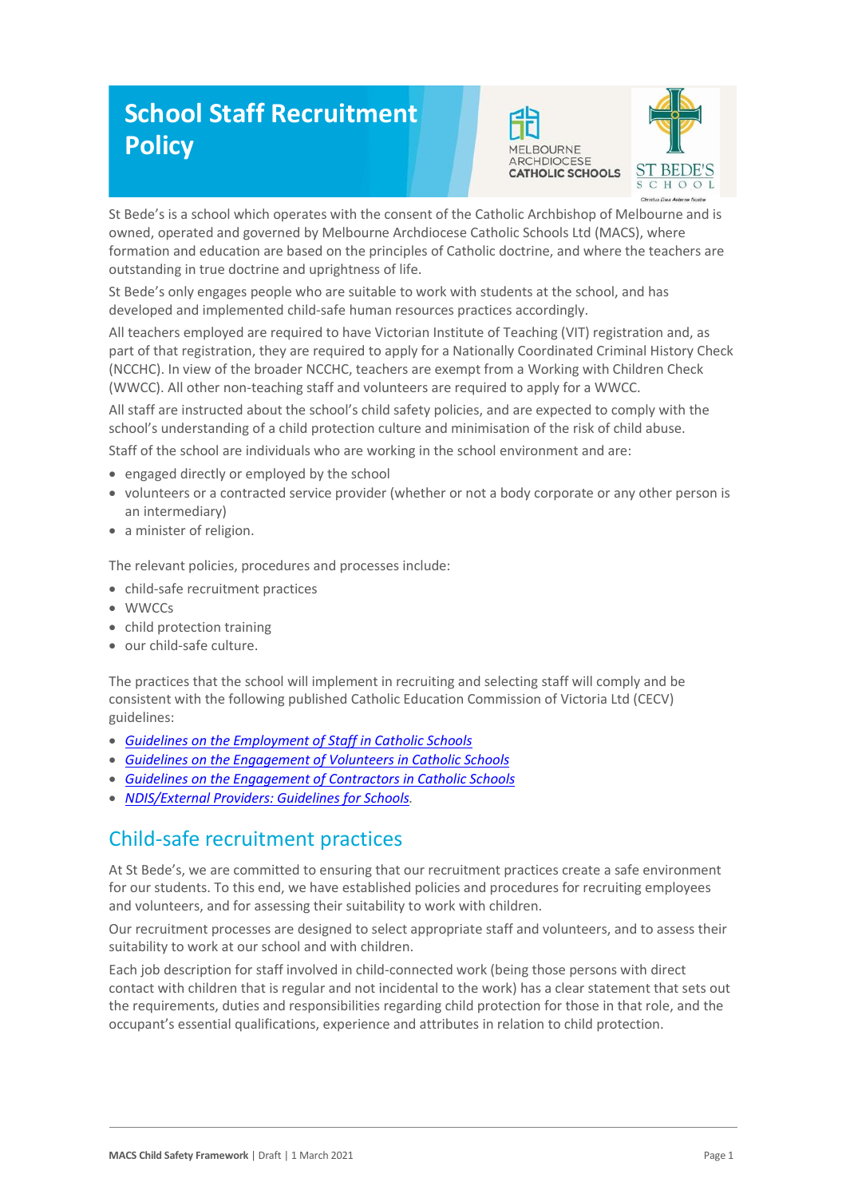# School Staff Recruitment Policy

St Bede's is a school which operates with the consent of the Catholic Archbishop of Melbourne and is owned, operated and governed by Melbourne Archdiocese Catholic Schools Ltd (MACS), where formation and education are based on the principles of Catholic doctrine, and where the teachers are outstanding in true doctrine and uprightness of life.

St Bede's only engages people who are suitable to work with students at the school, and has developed and implemented child-safe human resources practices accordingly.

All teachers employed are required to have Victorian Institute of Teaching (VIT) registration and, as part of that registration, they are required to apply for a Nationally Coordinated Criminal History Check (NCCHC). In view of the broader NCCHC, teachers are exempt from a Working with Children Check (WWCC). All other non-teaching staff and volunteers are required to apply for a WWCC.

All staff are instructed about the school's child safety policies, and are expected to comply with the school's understanding of a child protection culture and minimisation of the risk of child abuse.

Staff of the school are individuals who are working in the school environment and are:

- engaged directly or employed by the school
- volunteers or a contracted service provider (whether or not a body corporate or any other person is an intermediary)
- a minister of religion.

The relevant policies, procedures and processes include:

- child-safe recruitment practices
- WWCCs
- child protection training
- our child-safe culture.

The practices that the school will implement in recruiting and selecting staff will comply and be consistent with the following published Catholic Education Commission of Victoria Ltd (CECV) guidelines:

- *Guidelines on the Employment of Staff in Catholic Schools*
- *Guidelines on the Engagement of Volunteers in Catholic Schools*
- *Guidelines on the Engagement of Contractors in Catholic Schools*
- *NDIS/External Providers: Guidelines for Schools*.

## Child-safe recruitment practices

At St Bede's, we are committed to ensuring that our recruitment practices create a safe environment for our students. To this end, we have established policies and procedures for recruiting employees and volunteers, and for assessing their suitability to work with children.

Our recruitment processes are designed to select appropriate staff and volunteers, and to assess their suitability to work at our school and with children.

Each job description for staff involved in child-connected work (being those persons with direct contact with children that is regular and not incidental to the work) has a clear statement that sets out the requirements, duties and responsibilities regarding child protection for those in that role, and the occupant's essential qualifications, experience and attributes in relation to child protection.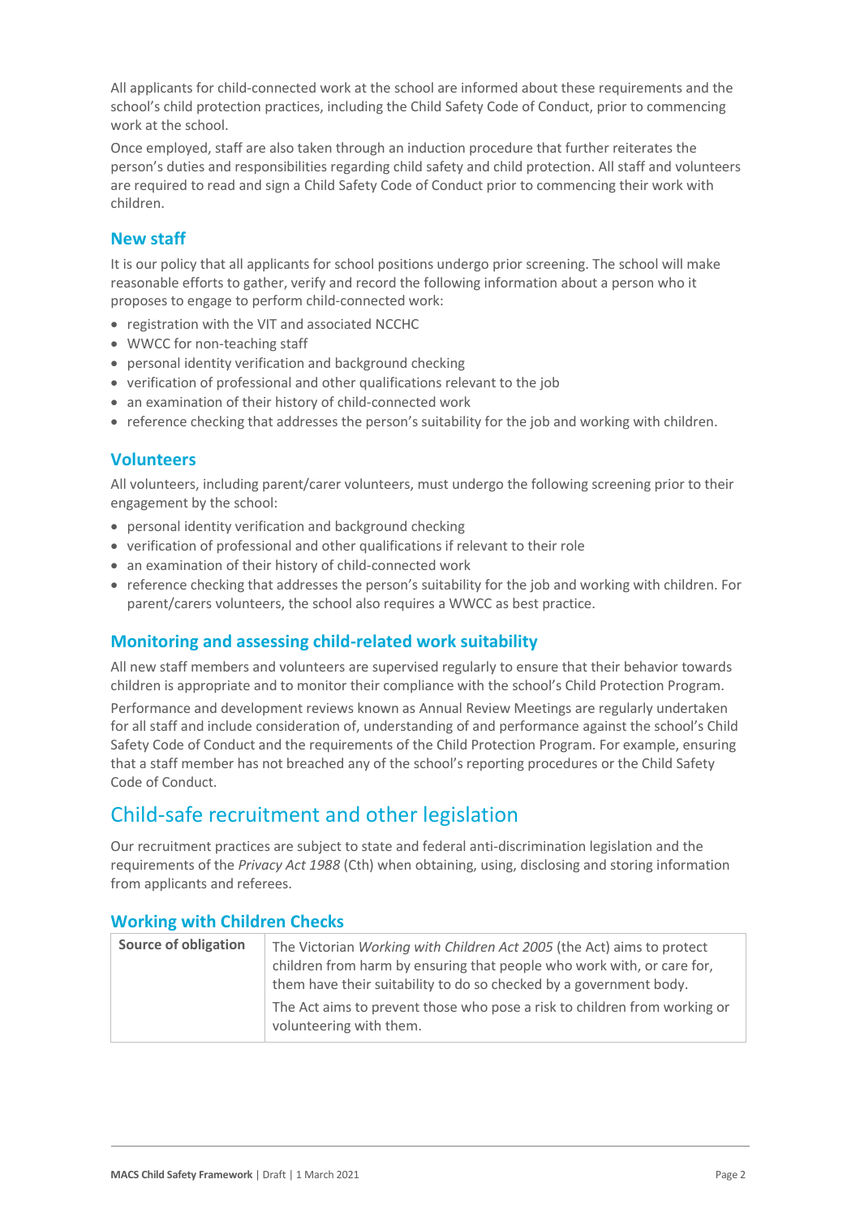All applicants for child-connected work at the school are informed about these requirements and the school's child protection practices, including the Child Safety Code of Conduct, prior to commencing work at the school.

Once employed, staff are also taken through an induction procedure that further reiterates the person's duties and responsibilities regarding child safety and child protection. All staff and volunteers are required to read and sign a Child Safety Code of Conduct prior to commencing their work with children.

### New staff

It is our policy that all applicants for school positions undergo prior screening. The school will make reasonable efforts to gather, verify and record the following information about a person who it proposes to engage to perform child-connected work:

- registration with the VIT and associated NCCHC
- WWCC for non-teaching staff
- personal identity verification and background checking
- verification of professional and other qualifications relevant to the job
- an examination of their history of child-connected work
- reference checking that addresses the person's suitability for the job and working with children.

### Volunteers

All volunteers, including parent/carer volunteers, must undergo the following screening prior to their engagement by the school:

- personal identity verification and background checking
- verification of professional and other qualifications if relevant to their role
- an examination of their history of child-connected work
- reference checking that addresses the person's suitability for the job and working with children. For parent/carers volunteers, the school also requires a WWCC as best practice.

### Monitoring and assessing child-related work suitability

All new staff members and volunteers are supervised regularly to ensure that their behavior towards children is appropriate and to monitor their compliance with the school's Child Protection Program.

Performance and development reviews known as Annual Review Meetings are regularly undertaken for all staff and include consideration of, understanding of and performance against the school's Child Safety Code of Conduct and the requirements of the Child Protection Program. For example, ensuring that a staff member has not breached any of the school's reporting procedures or the Child Safety Code of Conduct.

## Child-safe recruitment and other legislation

Our recruitment practices are subject to state and federal anti-discrimination legislation and the requirements of the *Privacy Act 1988* (Cth) when obtaining, using, disclosing and storing information from applicants and referees.

### Working with Children Checks

| **Source of obligation** | The Victorian *Working with Children Act 2005* (the Act) aims to protect children from harm by ensuring that people who work with, or care for, them have their suitability to do so checked by a government body.<br>The Act aims to prevent those who pose a risk to children from working or volunteering with them. |
|---|---|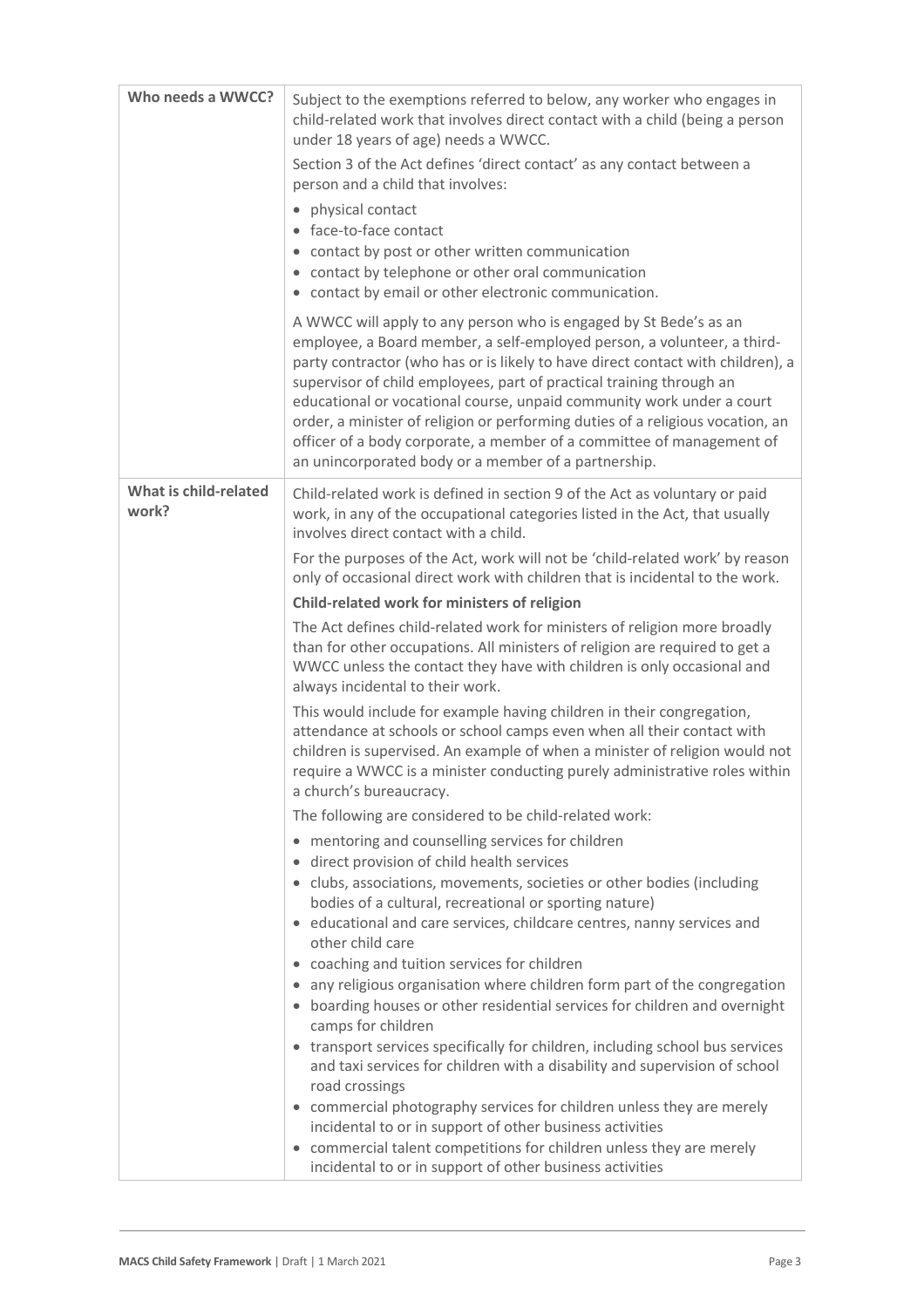| | |
|---|---|
| **Who needs a WWCC?** | Subject to the exemptions referred to below, any worker who engages in child-related work that involves direct contact with a child (being a person under 18 years of age) needs a WWCC.<br><br>Section 3 of the Act defines 'direct contact' as any contact between a person and a child that involves:<br><br>• physical contact<br>• face-to-face contact<br>• contact by post or other written communication<br>• contact by telephone or other oral communication<br>• contact by email or other electronic communication.<br><br>A WWCC will apply to any person who is engaged by St Bede's as an employee, a Board member, a self-employed person, a volunteer, a third-party contractor (who has or is likely to have direct contact with children), a supervisor of child employees, part of practical training through an educational or vocational course, unpaid community work under a court order, a minister of religion or performing duties of a religious vocation, an officer of a body corporate, a member of a committee of management of an unincorporated body or a member of a partnership. |
| **What is child-related work?** | Child-related work is defined in section 9 of the Act as voluntary or paid work, in any of the occupational categories listed in the Act, that usually involves direct contact with a child.<br><br>For the purposes of the Act, work will not be 'child-related work' by reason only of occasional direct work with children that is incidental to the work.<br><br>**Child-related work for ministers of religion**<br><br>The Act defines child-related work for ministers of religion more broadly than for other occupations. All ministers of religion are required to get a WWCC unless the contact they have with children is only occasional and always incidental to their work.<br><br>This would include for example having children in their congregation, attendance at schools or school camps even when all their contact with children is supervised. An example of when a minister of religion would not require a WWCC is a minister conducting purely administrative roles within a church's bureaucracy.<br><br>The following are considered to be child-related work:<br><br>• mentoring and counselling services for children<br>• direct provision of child health services<br>• clubs, associations, movements, societies or other bodies (including bodies of a cultural, recreational or sporting nature)<br>• educational and care services, childcare centres, nanny services and other child care<br>• coaching and tuition services for children<br>• any religious organisation where children form part of the congregation<br>• boarding houses or other residential services for children and overnight camps for children<br>• transport services specifically for children, including school bus services and taxi services for children with a disability and supervision of school road crossings<br>• commercial photography services for children unless they are merely incidental to or in support of other business activities<br>• commercial talent competitions for children unless they are merely incidental to or in support of other business activities |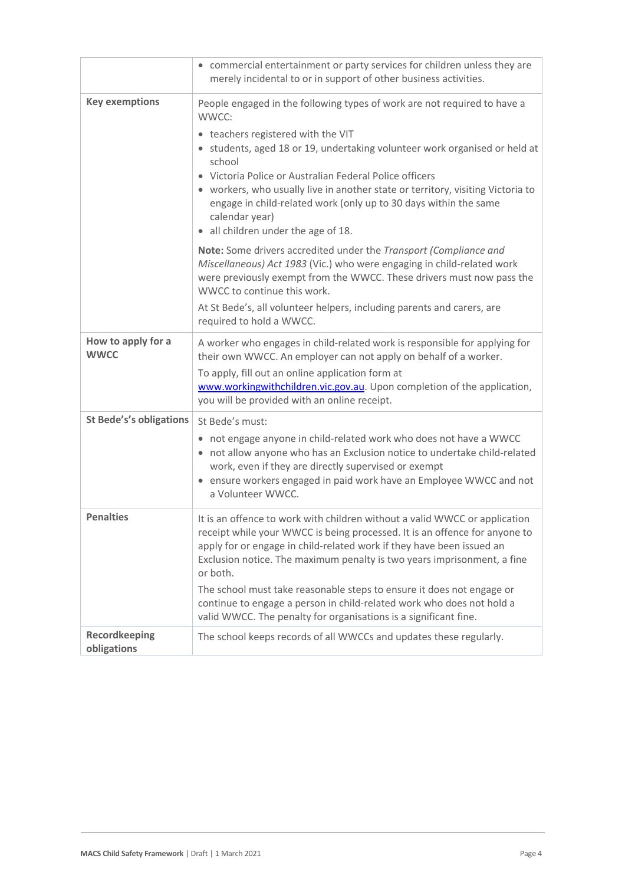| | |
|---|---|
| | • commercial entertainment or party services for children unless they are merely incidental to or in support of other business activities. |
| **Key exemptions** | People engaged in the following types of work are not required to have a WWCC:<br>• teachers registered with the VIT<br>• students, aged 18 or 19, undertaking volunteer work organised or held at school<br>• Victoria Police or Australian Federal Police officers<br>• workers, who usually live in another state or territory, visiting Victoria to engage in child-related work (only up to 30 days within the same calendar year)<br>• all children under the age of 18.<br>**Note:** Some drivers accredited under the *Transport (Compliance and Miscellaneous) Act 1983* (Vic.) who were engaging in child-related work were previously exempt from the WWCC. These drivers must now pass the WWCC to continue this work.<br>At St Bede's, all volunteer helpers, including parents and carers, are required to hold a WWCC. |
| **How to apply for a WWCC** | A worker who engages in child-related work is responsible for applying for their own WWCC. An employer can not apply on behalf of a worker.<br>To apply, fill out an online application form at [www.workingwithchildren.vic.gov.au](http://www.workingwithchildren.vic.gov.au). Upon completion of the application, you will be provided with an online receipt. |
| **St Bede's's obligations** | St Bede's must:<br>• not engage anyone in child-related work who does not have a WWCC<br>• not allow anyone who has an Exclusion notice to undertake child-related work, even if they are directly supervised or exempt<br>• ensure workers engaged in paid work have an Employee WWCC and not a Volunteer WWCC. |
| **Penalties** | It is an offence to work with children without a valid WWCC or application receipt while your WWCC is being processed. It is an offence for anyone to apply for or engage in child-related work if they have been issued an Exclusion notice. The maximum penalty is two years imprisonment, a fine or both.<br>The school must take reasonable steps to ensure it does not engage or continue to engage a person in child-related work who does not hold a valid WWCC. The penalty for organisations is a significant fine. |
| **Recordkeeping obligations** | The school keeps records of all WWCCs and updates these regularly. |